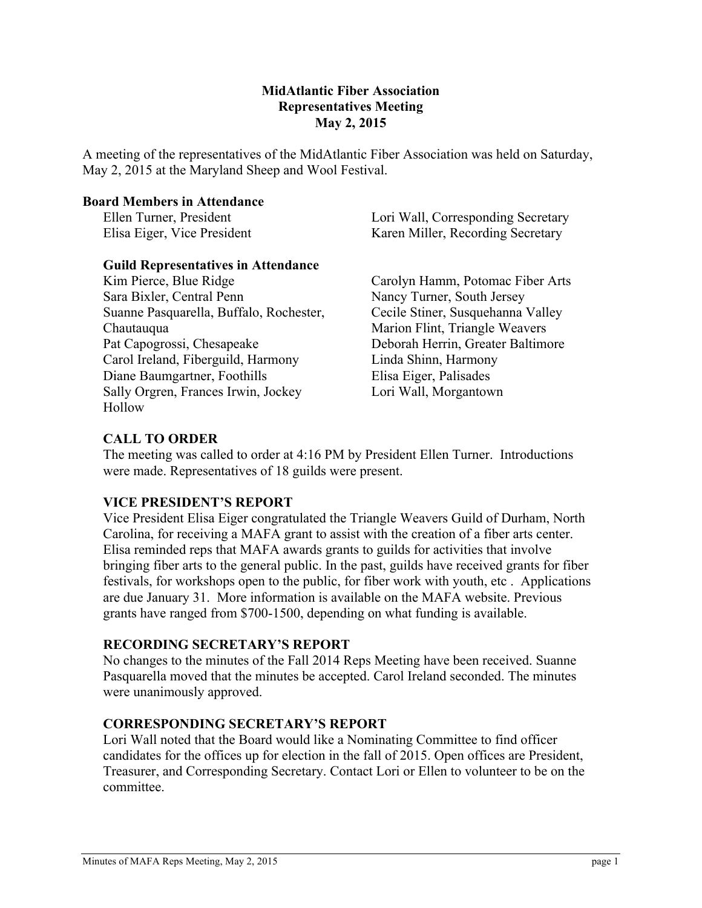**MidAtlantic Fiber Association**
**Representatives Meeting**
**May 2, 2015**

A meeting of the representatives of the MidAtlantic Fiber Association was held on Saturday, May 2, 2015 at the Maryland Sheep and Wool Festival.

**Board Members in Attendance**

Ellen Turner, President
Elisa Eiger, Vice President
Lori Wall, Corresponding Secretary
Karen Miller, Recording Secretary

**Guild Representatives in Attendance**

Kim Pierce, Blue Ridge
Sara Bixler, Central Penn
Suanne Pasquarella, Buffalo, Rochester, Chautauqua
Pat Capogrossi, Chesapeake
Carol Ireland, Fiberguild, Harmony
Diane Baumgartner, Foothills
Sally Orgren, Frances Irwin, Jockey Hollow
Carolyn Hamm, Potomac Fiber Arts
Nancy Turner, South Jersey
Cecile Stiner, Susquehanna Valley
Marion Flint, Triangle Weavers
Deborah Herrin, Greater Baltimore
Linda Shinn, Harmony
Elisa Eiger, Palisades
Lori Wall, Morgantown

## CALL TO ORDER

The meeting was called to order at 4:16 PM by President Ellen Turner. Introductions were made. Representatives of 18 guilds were present.

## VICE PRESIDENT'S REPORT

Vice President Elisa Eiger congratulated the Triangle Weavers Guild of Durham, North Carolina, for receiving a MAFA grant to assist with the creation of a fiber arts center. Elisa reminded reps that MAFA awards grants to guilds for activities that involve bringing fiber arts to the general public. In the past, guilds have received grants for fiber festivals, for workshops open to the public, for fiber work with youth, etc . Applications are due January 31. More information is available on the MAFA website. Previous grants have ranged from $700-1500, depending on what funding is available.

## RECORDING SECRETARY'S REPORT

No changes to the minutes of the Fall 2014 Reps Meeting have been received. Suanne Pasquarella moved that the minutes be accepted. Carol Ireland seconded. The minutes were unanimously approved.

## CORRESPONDING SECRETARY'S REPORT

Lori Wall noted that the Board would like a Nominating Committee to find officer candidates for the offices up for election in the fall of 2015. Open offices are President, Treasurer, and Corresponding Secretary. Contact Lori or Ellen to volunteer to be on the committee.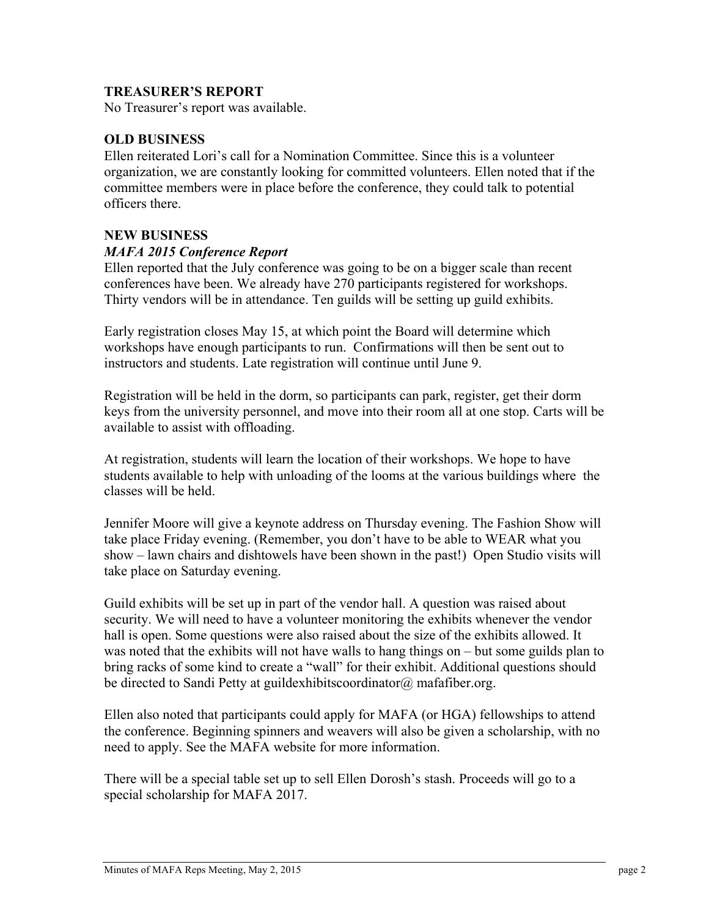**TREASURER'S REPORT**

No Treasurer's report was available.

**OLD BUSINESS**

Ellen reiterated Lori's call for a Nomination Committee. Since this is a volunteer organization, we are constantly looking for committed volunteers. Ellen noted that if the committee members were in place before the conference, they could talk to potential officers there.

**NEW BUSINESS**

***MAFA 2015 Conference Report***

Ellen reported that the July conference was going to be on a bigger scale than recent conferences have been. We already have 270 participants registered for workshops. Thirty vendors will be in attendance. Ten guilds will be setting up guild exhibits.

Early registration closes May 15, at which point the Board will determine which workshops have enough participants to run. Confirmations will then be sent out to instructors and students. Late registration will continue until June 9.

Registration will be held in the dorm, so participants can park, register, get their dorm keys from the university personnel, and move into their room all at one stop. Carts will be available to assist with offloading.

At registration, students will learn the location of their workshops. We hope to have students available to help with unloading of the looms at the various buildings where the classes will be held.

Jennifer Moore will give a keynote address on Thursday evening. The Fashion Show will take place Friday evening. (Remember, you don't have to be able to WEAR what you show – lawn chairs and dishtowels have been shown in the past!) Open Studio visits will take place on Saturday evening.

Guild exhibits will be set up in part of the vendor hall. A question was raised about security. We will need to have a volunteer monitoring the exhibits whenever the vendor hall is open. Some questions were also raised about the size of the exhibits allowed. It was noted that the exhibits will not have walls to hang things on – but some guilds plan to bring racks of some kind to create a "wall" for their exhibit. Additional questions should be directed to Sandi Petty at guildexhibitscoordinator@ mafafiber.org.

Ellen also noted that participants could apply for MAFA (or HGA) fellowships to attend the conference. Beginning spinners and weavers will also be given a scholarship, with no need to apply. See the MAFA website for more information.

There will be a special table set up to sell Ellen Dorosh's stash. Proceeds will go to a special scholarship for MAFA 2017.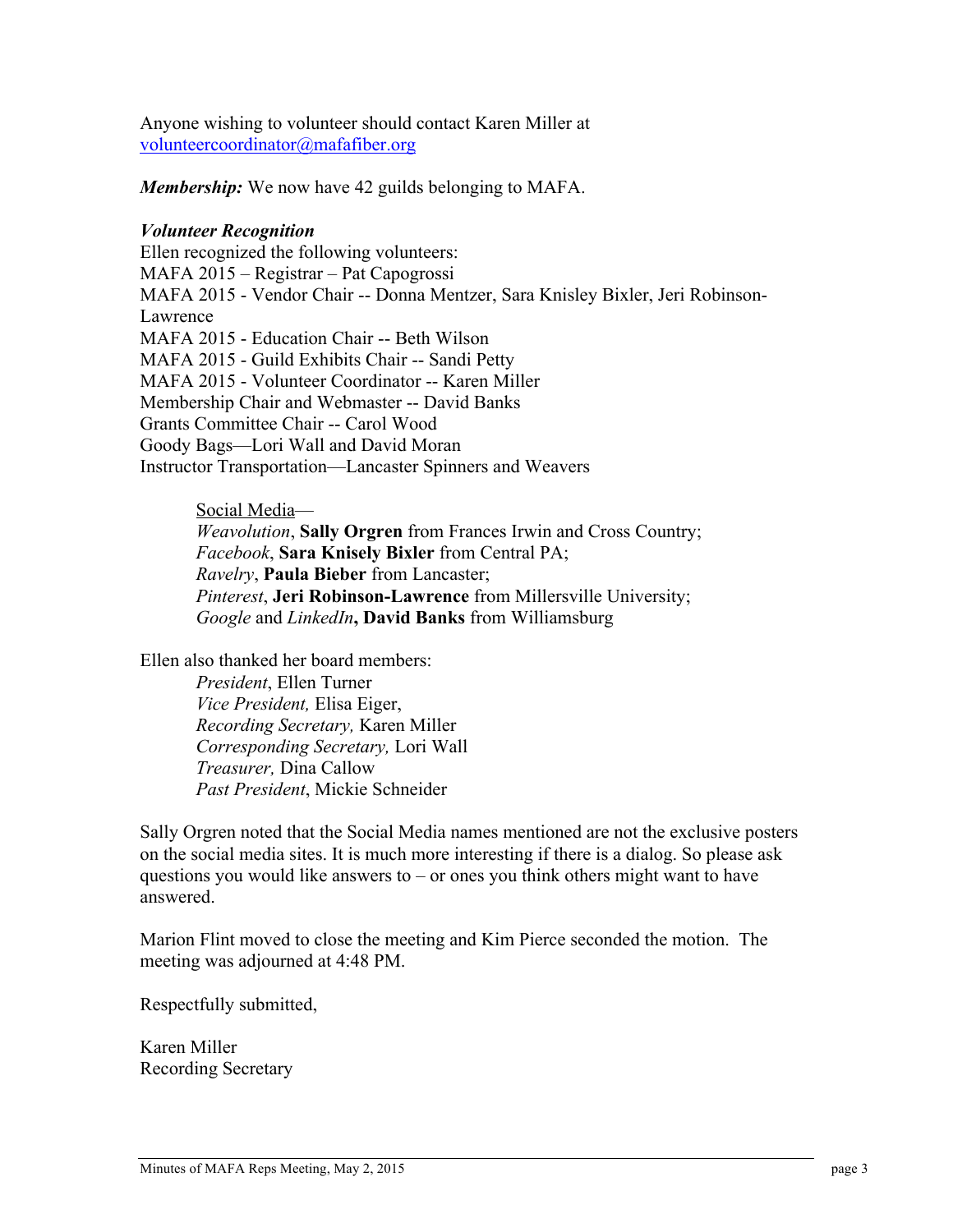Anyone wishing to volunteer should contact Karen Miller at volunteercoordinator@mafafiber.org

***Membership:*** We now have 42 guilds belonging to MAFA.

***Volunteer Recognition***

Ellen recognized the following volunteers:
MAFA 2015 – Registrar – Pat Capogrossi
MAFA 2015 - Vendor Chair -- Donna Mentzer, Sara Knisley Bixler, Jeri Robinson-Lawrence
MAFA 2015 - Education Chair -- Beth Wilson
MAFA 2015 - Guild Exhibits Chair -- Sandi Petty
MAFA 2015 - Volunteer Coordinator -- Karen Miller
Membership Chair and Webmaster -- David Banks
Grants Committee Chair -- Carol Wood
Goody Bags—Lori Wall and David Moran
Instructor Transportation—Lancaster Spinners and Weavers

> Social Media—
> *Weavolution*, **Sally Orgren** from Frances Irwin and Cross Country;
> *Facebook*, **Sara Knisely Bixler** from Central PA;
> *Ravelry*, **Paula Bieber** from Lancaster;
> *Pinterest*, **Jeri Robinson-Lawrence** from Millersville University;
> *Google* and *LinkedIn*, **David Banks** from Williamsburg

Ellen also thanked her board members:

> *President*, Ellen Turner
> *Vice President,* Elisa Eiger,
> *Recording Secretary,* Karen Miller
> *Corresponding Secretary,* Lori Wall
> *Treasurer,* Dina Callow
> *Past President*, Mickie Schneider

Sally Orgren noted that the Social Media names mentioned are not the exclusive posters on the social media sites. It is much more interesting if there is a dialog. So please ask questions you would like answers to – or ones you think others might want to have answered.

Marion Flint moved to close the meeting and Kim Pierce seconded the motion. The meeting was adjourned at 4:48 PM.

Respectfully submitted,

Karen Miller
Recording Secretary